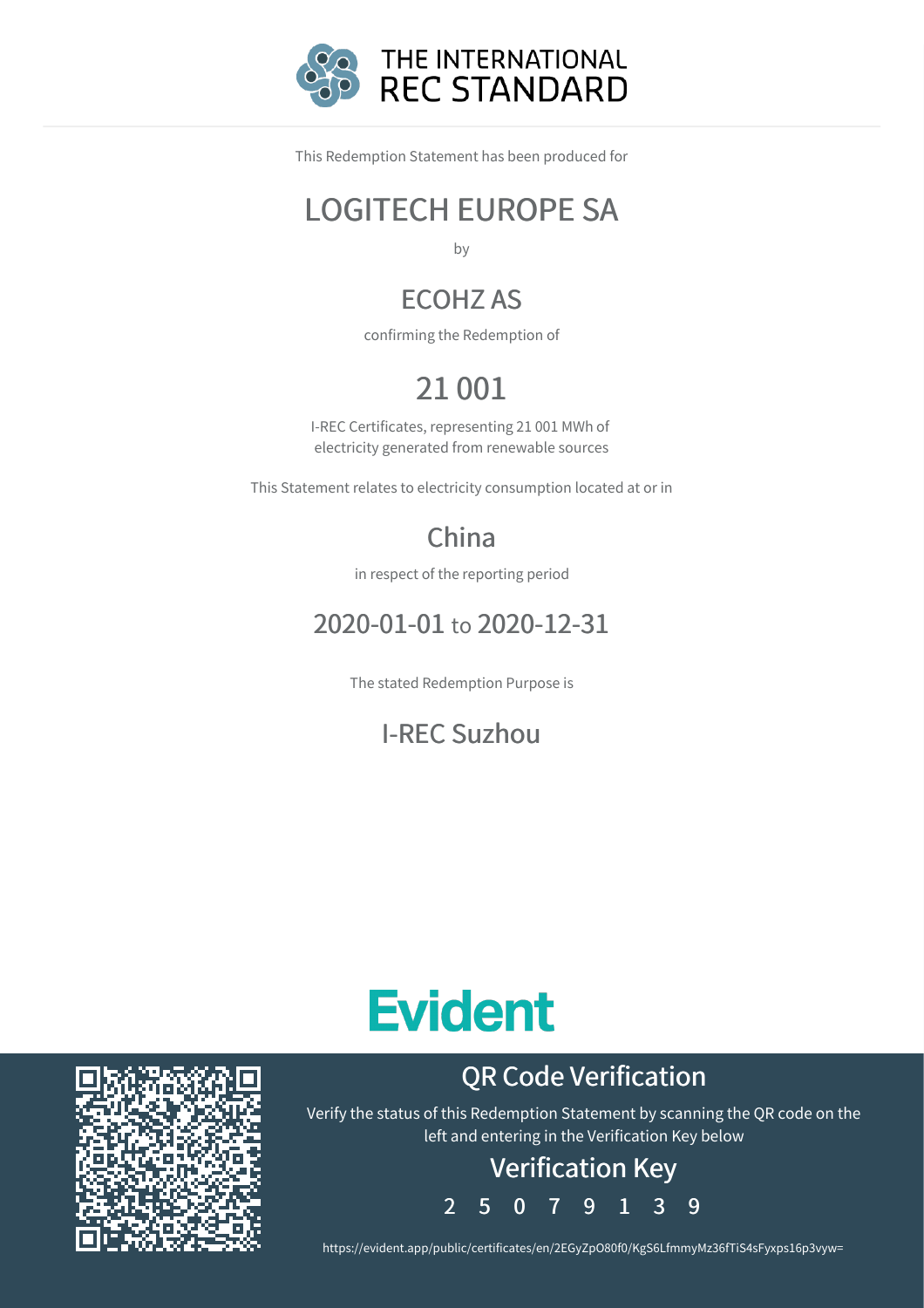# THE INTERNATIONAL REC STANDARD

This Redemption Statement has been produced for

## LOGITECH EUROPE SA

by

## ECOHZ AS

confirming the Redemption of

# 21 001

I-REC Certificates, representing 21 001 MWh of electricity generated from renewable sources

This Statement relates to electricity consumption located at or in

## China

in respect of the reporting period

## 2020-01-01 to 2020-12-31

The stated Redemption Purpose is

## I-REC Suzhou

**Evident**

## QR Code Verification

Verify the status of this Redemption Statement by scanning the QR code on the left and entering in the Verification Key below

### Verification Key

2 5 0 7 9 1 3 9

https://evident.app/public/certificates/en/2EGyZpO80f0/KgS6LfmmyMz36fTiS4sFyxps16p3vyw=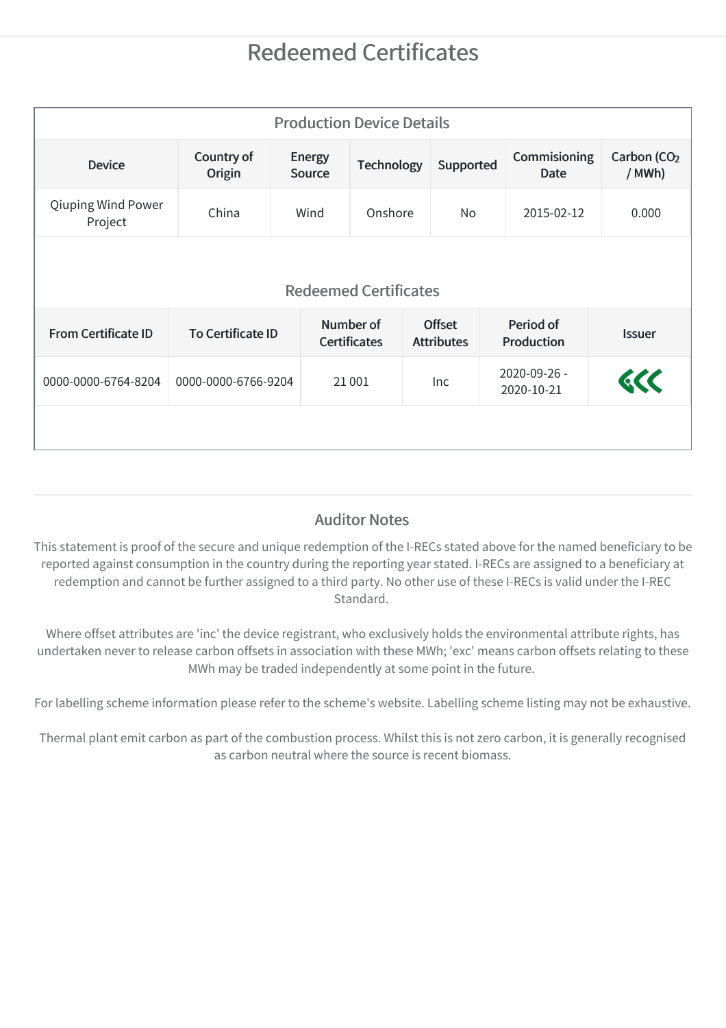# Redeemed Certificates

## Production Device Details

| Device | Country of Origin | Energy Source | Technology | Supported | Commisioning Date | Carbon ($CO_2$ / MWh) |
|---|---|---|---|---|---|---|
| Qiuping Wind Power Project | China | Wind | Onshore | No | 2015-02-12 | 0.000 |

## Redeemed Certificates

| From Certificate ID | To Certificate ID | Number of Certificates | Offset Attributes | Period of Production | Issuer |
|---|---|---|---|---|---|
| 0000-0000-6764-8204 | 0000-0000-6766-9204 | 21 001 | Inc | 2020-09-26 - 2020-10-21 | |

## Auditor Notes

This statement is proof of the secure and unique redemption of the I-RECs stated above for the named beneficiary to be reported against consumption in the country during the reporting year stated. I-RECs are assigned to a beneficiary at redemption and cannot be further assigned to a third party. No other use of these I-RECs is valid under the I-REC Standard.

Where offset attributes are 'inc' the device registrant, who exclusively holds the environmental attribute rights, has undertaken never to release carbon offsets in association with these MWh; 'exc' means carbon offsets relating to these MWh may be traded independently at some point in the future.

For labelling scheme information please refer to the scheme's website. Labelling scheme listing may not be exhaustive.

Thermal plant emit carbon as part of the combustion process. Whilst this is not zero carbon, it is generally recognised as carbon neutral where the source is recent biomass.